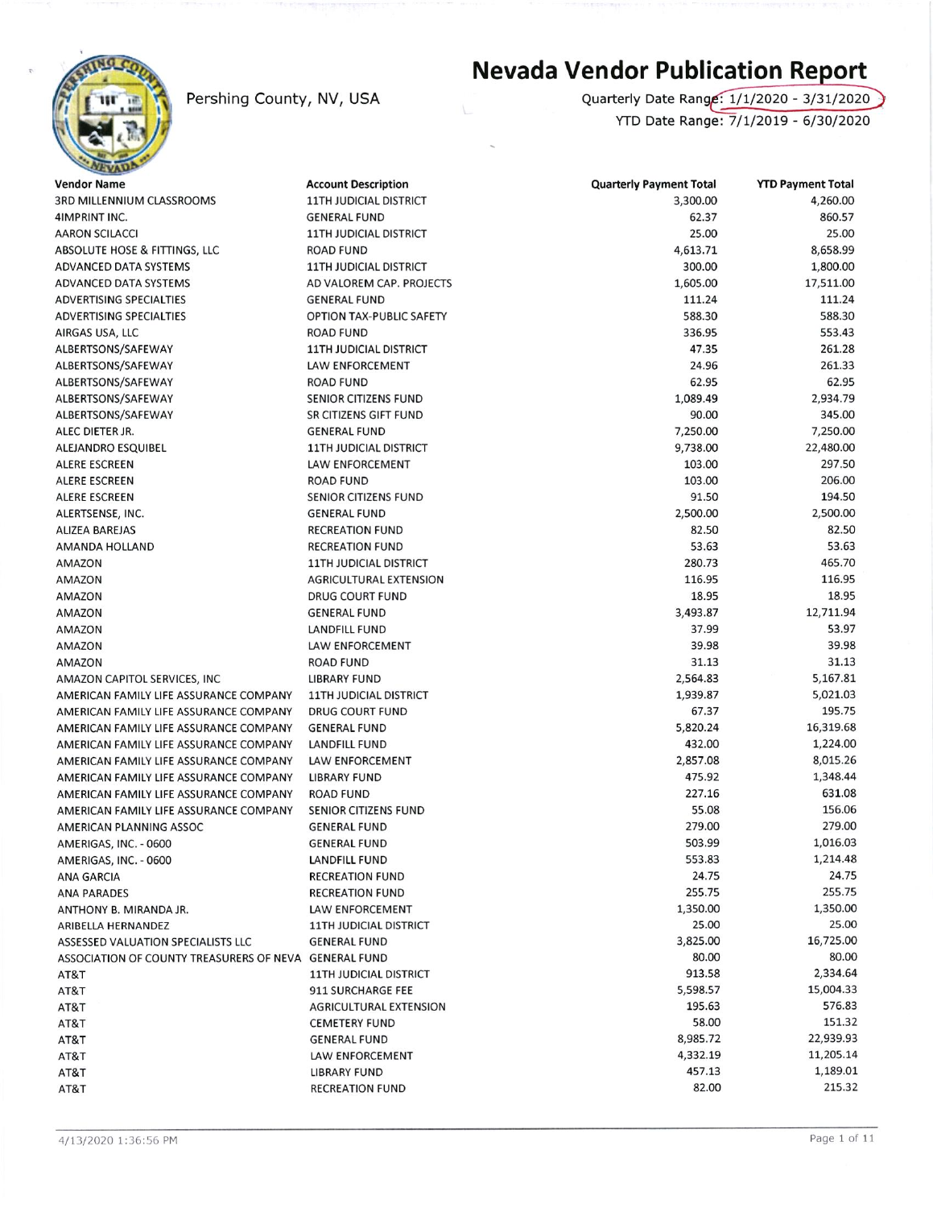# Nevada Vendor Publication Report

Pershing County, NV, USA

Quarterly Date Range: 1/1/2020 - 3/31/2020

YTD Date Range: 7/1/2019 - 6/30/2020

| Vendor Name | Account Description | Quarterly Payment Total | YTD Payment Total |
|---|---|---|---|
| 3RD MILLENNIUM CLASSROOMS | 11TH JUDICIAL DISTRICT | 3,300.00 | 4,260.00 |
| 4IMPRINT INC. | GENERAL FUND | 62.37 | 860.57 |
| AARON SCILACCI | 11TH JUDICIAL DISTRICT | 25.00 | 25.00 |
| ABSOLUTE HOSE & FITTINGS, LLC | ROAD FUND | 4,613.71 | 8,658.99 |
| ADVANCED DATA SYSTEMS | 11TH JUDICIAL DISTRICT | 300.00 | 1,800.00 |
| ADVANCED DATA SYSTEMS | AD VALOREM CAP. PROJECTS | 1,605.00 | 17,511.00 |
| ADVERTISING SPECIALTIES | GENERAL FUND | 111.24 | 111.24 |
| ADVERTISING SPECIALTIES | OPTION TAX-PUBLIC SAFETY | 588.30 | 588.30 |
| AIRGAS USA, LLC | ROAD FUND | 336.95 | 553.43 |
| ALBERTSONS/SAFEWAY | 11TH JUDICIAL DISTRICT | 47.35 | 261.28 |
| ALBERTSONS/SAFEWAY | LAW ENFORCEMENT | 24.96 | 261.33 |
| ALBERTSONS/SAFEWAY | ROAD FUND | 62.95 | 62.95 |
| ALBERTSONS/SAFEWAY | SENIOR CITIZENS FUND | 1,089.49 | 2,934.79 |
| ALBERTSONS/SAFEWAY | SR CITIZENS GIFT FUND | 90.00 | 345.00 |
| ALEC DIETER JR. | GENERAL FUND | 7,250.00 | 7,250.00 |
| ALEJANDRO ESQUIBEL | 11TH JUDICIAL DISTRICT | 9,738.00 | 22,480.00 |
| ALERE ESCREEN | LAW ENFORCEMENT | 103.00 | 297.50 |
| ALERE ESCREEN | ROAD FUND | 103.00 | 206.00 |
| ALERE ESCREEN | SENIOR CITIZENS FUND | 91.50 | 194.50 |
| ALERTSENSE, INC. | GENERAL FUND | 2,500.00 | 2,500.00 |
| ALIZEA BAREJAS | RECREATION FUND | 82.50 | 82.50 |
| AMANDA HOLLAND | RECREATION FUND | 53.63 | 53.63 |
| AMAZON | 11TH JUDICIAL DISTRICT | 280.73 | 465.70 |
| AMAZON | AGRICULTURAL EXTENSION | 116.95 | 116.95 |
| AMAZON | DRUG COURT FUND | 18.95 | 18.95 |
| AMAZON | GENERAL FUND | 3,493.87 | 12,711.94 |
| AMAZON | LANDFILL FUND | 37.99 | 53.97 |
| AMAZON | LAW ENFORCEMENT | 39.98 | 39.98 |
| AMAZON | ROAD FUND | 31.13 | 31.13 |
| AMAZON CAPITOL SERVICES, INC | LIBRARY FUND | 2,564.83 | 5,167.81 |
| AMERICAN FAMILY LIFE ASSURANCE COMPANY | 11TH JUDICIAL DISTRICT | 1,939.87 | 5,021.03 |
| AMERICAN FAMILY LIFE ASSURANCE COMPANY | DRUG COURT FUND | 67.37 | 195.75 |
| AMERICAN FAMILY LIFE ASSURANCE COMPANY | GENERAL FUND | 5,820.24 | 16,319.68 |
| AMERICAN FAMILY LIFE ASSURANCE COMPANY | LANDFILL FUND | 432.00 | 1,224.00 |
| AMERICAN FAMILY LIFE ASSURANCE COMPANY | LAW ENFORCEMENT | 2,857.08 | 8,015.26 |
| AMERICAN FAMILY LIFE ASSURANCE COMPANY | LIBRARY FUND | 475.92 | 1,348.44 |
| AMERICAN FAMILY LIFE ASSURANCE COMPANY | ROAD FUND | 227.16 | 631.08 |
| AMERICAN FAMILY LIFE ASSURANCE COMPANY | SENIOR CITIZENS FUND | 55.08 | 156.06 |
| AMERICAN PLANNING ASSOC | GENERAL FUND | 279.00 | 279.00 |
| AMERIGAS, INC. - 0600 | GENERAL FUND | 503.99 | 1,016.03 |
| AMERIGAS, INC. - 0600 | LANDFILL FUND | 553.83 | 1,214.48 |
| ANA GARCIA | RECREATION FUND | 24.75 | 24.75 |
| ANA PARADES | RECREATION FUND | 255.75 | 255.75 |
| ANTHONY B. MIRANDA JR. | LAW ENFORCEMENT | 1,350.00 | 1,350.00 |
| ARIBELLA HERNANDEZ | 11TH JUDICIAL DISTRICT | 25.00 | 25.00 |
| ASSESSED VALUATION SPECIALISTS LLC | GENERAL FUND | 3,825.00 | 16,725.00 |
| ASSOCIATION OF COUNTY TREASURERS OF NEVA | GENERAL FUND | 80.00 | 80.00 |
| AT&T | 11TH JUDICIAL DISTRICT | 913.58 | 2,334.64 |
| AT&T | 911 SURCHARGE FEE | 5,598.57 | 15,004.33 |
| AT&T | AGRICULTURAL EXTENSION | 195.63 | 576.83 |
| AT&T | CEMETERY FUND | 58.00 | 151.32 |
| AT&T | GENERAL FUND | 8,985.72 | 22,939.93 |
| AT&T | LAW ENFORCEMENT | 4,332.19 | 11,205.14 |
| AT&T | LIBRARY FUND | 457.13 | 1,189.01 |
| AT&T | RECREATION FUND | 82.00 | 215.32 |

4/13/2020 1:36:56 PM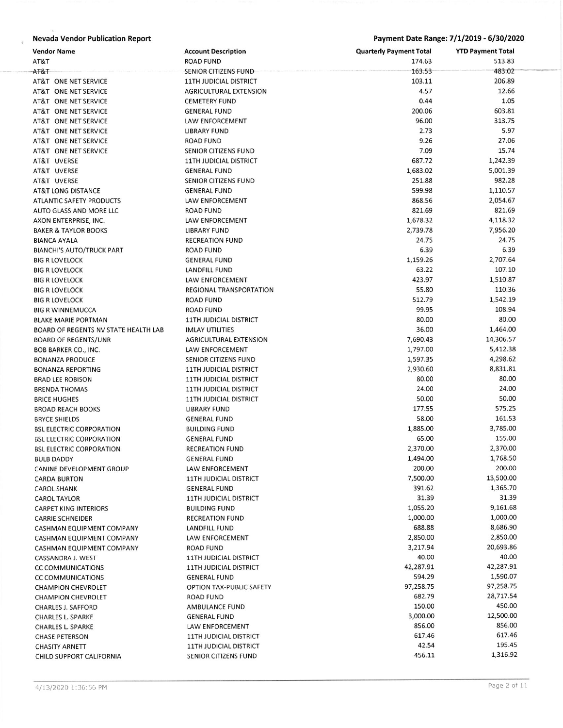**Nevada Vendor Publication Report** — **Payment Date Range: 7/1/2019 - 6/30/2020**

| Vendor Name | Account Description | Quarterly Payment Total | YTD Payment Total |
|---|---|---|---|
| AT&T | ROAD FUND | 174.63 | 513.83 |
| AT&T | SENIOR CITIZENS FUND | 163.53 | 483.02 |
| AT&T ONE NET SERVICE | 11TH JUDICIAL DISTRICT | 103.11 | 206.89 |
| AT&T ONE NET SERVICE | AGRICULTURAL EXTENSION | 4.57 | 12.66 |
| AT&T ONE NET SERVICE | CEMETERY FUND | 0.44 | 1.05 |
| AT&T ONE NET SERVICE | GENERAL FUND | 200.06 | 603.81 |
| AT&T ONE NET SERVICE | LAW ENFORCEMENT | 96.00 | 313.75 |
| AT&T ONE NET SERVICE | LIBRARY FUND | 2.73 | 5.97 |
| AT&T ONE NET SERVICE | ROAD FUND | 9.26 | 27.06 |
| AT&T ONE NET SERVICE | SENIOR CITIZENS FUND | 7.09 | 15.74 |
| AT&T UVERSE | 11TH JUDICIAL DISTRICT | 687.72 | 1,242.39 |
| AT&T UVERSE | GENERAL FUND | 1,683.02 | 5,001.39 |
| AT&T UVERSE | SENIOR CITIZENS FUND | 251.88 | 982.28 |
| AT&T LONG DISTANCE | GENERAL FUND | 599.98 | 1,110.57 |
| ATLANTIC SAFETY PRODUCTS | LAW ENFORCEMENT | 868.56 | 2,054.67 |
| AUTO GLASS AND MORE LLC | ROAD FUND | 821.69 | 821.69 |
| AXON ENTERPRISE, INC. | LAW ENFORCEMENT | 1,678.32 | 4,118.32 |
| BAKER & TAYLOR BOOKS | LIBRARY FUND | 2,739.78 | 7,956.20 |
| BIANCA AYALA | RECREATION FUND | 24.75 | 24.75 |
| BIANCHI'S AUTO/TRUCK PART | ROAD FUND | 6.39 | 6.39 |
| BIG R LOVELOCK | GENERAL FUND | 1,159.26 | 2,707.64 |
| BIG R LOVELOCK | LANDFILL FUND | 63.22 | 107.10 |
| BIG R LOVELOCK | LAW ENFORCEMENT | 423.97 | 1,510.87 |
| BIG R LOVELOCK | REGIONAL TRANSPORTATION | 55.80 | 110.36 |
| BIG R LOVELOCK | ROAD FUND | 512.79 | 1,542.19 |
| BIG R WINNEMUCCA | ROAD FUND | 99.95 | 108.94 |
| BLAKE MARIE PORTMAN | 11TH JUDICIAL DISTRICT | 80.00 | 80.00 |
| BOARD OF REGENTS NV STATE HEALTH LAB | IMLAY UTILITIES | 36.00 | 1,464.00 |
| BOARD OF REGENTS/UNR | AGRICULTURAL EXTENSION | 7,690.43 | 14,306.57 |
| BOB BARKER CO., INC. | LAW ENFORCEMENT | 1,797.00 | 5,412.38 |
| BONANZA PRODUCE | SENIOR CITIZENS FUND | 1,597.35 | 4,298.62 |
| BONANZA REPORTING | 11TH JUDICIAL DISTRICT | 2,930.60 | 8,831.81 |
| BRAD LEE ROBISON | 11TH JUDICIAL DISTRICT | 80.00 | 80.00 |
| BRENDA THOMAS | 11TH JUDICIAL DISTRICT | 24.00 | 24.00 |
| BRICE HUGHES | 11TH JUDICIAL DISTRICT | 50.00 | 50.00 |
| BROAD REACH BOOKS | LIBRARY FUND | 177.55 | 575.25 |
| BRYCE SHIELDS | GENERAL FUND | 58.00 | 161.53 |
| BSL ELECTRIC CORPORATION | BUILDING FUND | 1,885.00 | 3,785.00 |
| BSL ELECTRIC CORPORATION | GENERAL FUND | 65.00 | 155.00 |
| BSL ELECTRIC CORPORATION | RECREATION FUND | 2,370.00 | 2,370.00 |
| BULB DADDY | GENERAL FUND | 1,494.00 | 1,768.50 |
| CANINE DEVELOPMENT GROUP | LAW ENFORCEMENT | 200.00 | 200.00 |
| CARDA BURTON | 11TH JUDICIAL DISTRICT | 7,500.00 | 13,500.00 |
| CAROL SHANK | GENERAL FUND | 391.62 | 1,365.70 |
| CAROL TAYLOR | 11TH JUDICIAL DISTRICT | 31.39 | 31.39 |
| CARPET KING INTERIORS | BUILDING FUND | 1,055.20 | 9,161.68 |
| CARRIE SCHNEIDER | RECREATION FUND | 1,000.00 | 1,000.00 |
| CASHMAN EQUIPMENT COMPANY | LANDFILL FUND | 688.88 | 8,686.90 |
| CASHMAN EQUIPMENT COMPANY | LAW ENFORCEMENT | 2,850.00 | 2,850.00 |
| CASHMAN EQUIPMENT COMPANY | ROAD FUND | 3,217.94 | 20,693.86 |
| CASSANDRA J. WEST | 11TH JUDICIAL DISTRICT | 40.00 | 40.00 |
| CC COMMUNICATIONS | 11TH JUDICIAL DISTRICT | 42,287.91 | 42,287.91 |
| CC COMMUNICATIONS | GENERAL FUND | 594.29 | 1,590.07 |
| CHAMPION CHEVROLET | OPTION TAX-PUBLIC SAFETY | 97,258.75 | 97,258.75 |
| CHAMPION CHEVROLET | ROAD FUND | 682.79 | 28,717.54 |
| CHARLES J. SAFFORD | AMBULANCE FUND | 150.00 | 450.00 |
| CHARLES L. SPARKE | GENERAL FUND | 3,000.00 | 12,500.00 |
| CHARLES L. SPARKE | LAW ENFORCEMENT | 856.00 | 856.00 |
| CHASE PETERSON | 11TH JUDICIAL DISTRICT | 617.46 | 617.46 |
| CHASITY ARNETT | 11TH JUDICIAL DISTRICT | 42.54 | 195.45 |
| CHILD SUPPORT CALIFORNIA | SENIOR CITIZENS FUND | 456.11 | 1,316.92 |

4/13/2020 1:36:56 PM